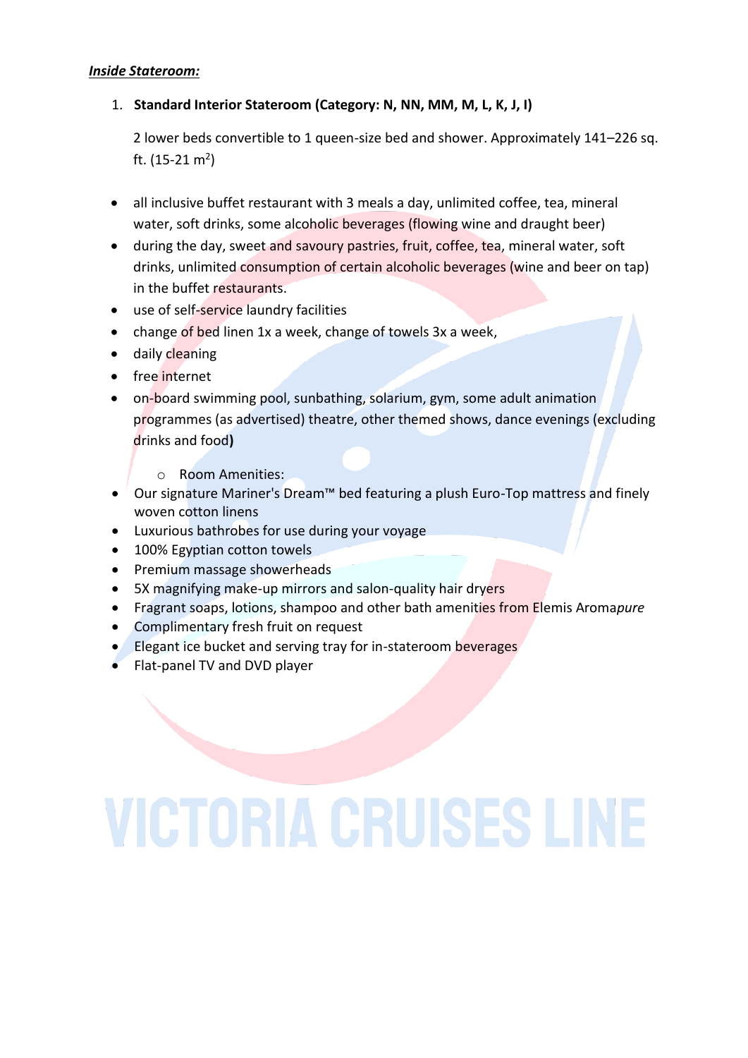***Inside Stateroom:***

1. **Standard Interior Stateroom (Category: N, NN, MM, M, L, K, J, I)**

   2 lower beds convertible to 1 queen-size bed and shower. Approximately 141–226 sq. ft. (15-21 $m^2$)

- all inclusive buffet restaurant with 3 meals a day, unlimited coffee, tea, mineral water, soft drinks, some alcoholic beverages (flowing wine and draught beer)
- during the day, sweet and savoury pastries, fruit, coffee, tea, mineral water, soft drinks, unlimited consumption of certain alcoholic beverages (wine and beer on tap) in the buffet restaurants.
- use of self-service laundry facilities
- change of bed linen 1x a week, change of towels 3x a week,
- daily cleaning
- free internet
- on-board swimming pool, sunbathing, solarium, gym, some adult animation programmes (as advertised) theatre, other themed shows, dance evenings (excluding drinks and food**)**

  - Room Amenities:

- Our signature Mariner's Dream™ bed featuring a plush Euro-Top mattress and finely woven cotton linens
- Luxurious bathrobes for use during your voyage
- 100% Egyptian cotton towels
- Premium massage showerheads
- 5X magnifying make-up mirrors and salon-quality hair dryers
- Fragrant soaps, lotions, shampoo and other bath amenities from Elemis Aroma*pure*
- Complimentary fresh fruit on request
- Elegant ice bucket and serving tray for in-stateroom beverages
- Flat-panel TV and DVD player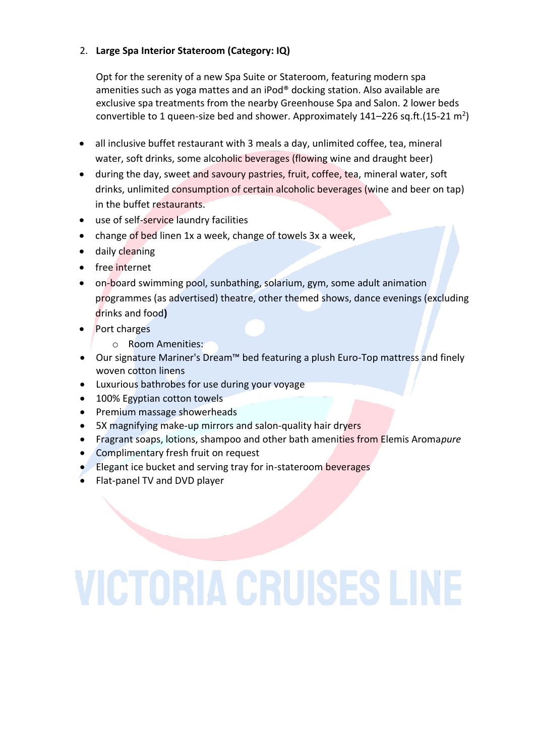2. **Large Spa Interior Stateroom (Category: IQ)**

   Opt for the serenity of a new Spa Suite or Stateroom, featuring modern spa amenities such as yoga mattes and an iPod® docking station. Also available are exclusive spa treatments from the nearby Greenhouse Spa and Salon. 2 lower beds convertible to 1 queen-size bed and shower. Approximately 141–226 sq.ft.(15-21 $m^2$)

- all inclusive buffet restaurant with 3 meals a day, unlimited coffee, tea, mineral water, soft drinks, some alcoholic beverages (flowing wine and draught beer)
- during the day, sweet and savoury pastries, fruit, coffee, tea, mineral water, soft drinks, unlimited consumption of certain alcoholic beverages (wine and beer on tap) in the buffet restaurants.
- use of self-service laundry facilities
- change of bed linen 1x a week, change of towels 3x a week,
- daily cleaning
- free internet
- on-board swimming pool, sunbathing, solarium, gym, some adult animation programmes (as advertised) theatre, other themed shows, dance evenings (excluding drinks and food**)**
- Port charges
    - Room Amenities:
- Our signature Mariner's Dream™ bed featuring a plush Euro-Top mattress and finely woven cotton linens
- Luxurious bathrobes for use during your voyage
- 100% Egyptian cotton towels
- Premium massage showerheads
- 5X magnifying make-up mirrors and salon-quality hair dryers
- Fragrant soaps, lotions, shampoo and other bath amenities from Elemis Aroma*pure*
- Complimentary fresh fruit on request
- Elegant ice bucket and serving tray for in-stateroom beverages
- Flat-panel TV and DVD player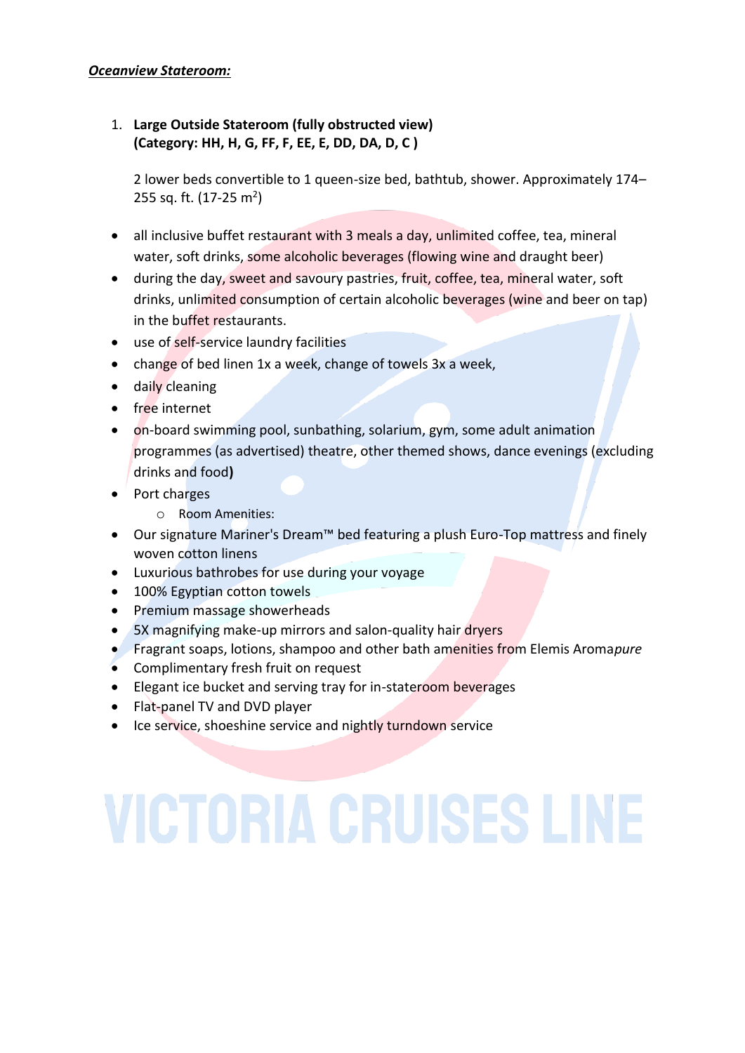***Oceanview Stateroom:***

1. **Large Outside Stateroom (fully obstructed view)**
   **(Category: HH, H, G, FF, F, EE, E, DD, DA, D, C )**

   2 lower beds convertible to 1 queen-size bed, bathtub, shower. Approximately 174–255 sq. ft. (17-25 m$^2$)

- all inclusive buffet restaurant with 3 meals a day, unlimited coffee, tea, mineral water, soft drinks, some alcoholic beverages (flowing wine and draught beer)
- during the day, sweet and savoury pastries, fruit, coffee, tea, mineral water, soft drinks, unlimited consumption of certain alcoholic beverages (wine and beer on tap) in the buffet restaurants.
- use of self-service laundry facilities
- change of bed linen 1x a week, change of towels 3x a week,
- daily cleaning
- free internet
- on-board swimming pool, sunbathing, solarium, gym, some adult animation programmes (as advertised) theatre, other themed shows, dance evenings (excluding drinks and food**)**
- Port charges
  - Room Amenities:
- Our signature Mariner's Dream™ bed featuring a plush Euro-Top mattress and finely woven cotton linens
- Luxurious bathrobes for use during your voyage
- 100% Egyptian cotton towels
- Premium massage showerheads
- 5X magnifying make-up mirrors and salon-quality hair dryers
- Fragrant soaps, lotions, shampoo and other bath amenities from Elemis Aroma*pure*
- Complimentary fresh fruit on request
- Elegant ice bucket and serving tray for in-stateroom beverages
- Flat-panel TV and DVD player
- Ice service, shoeshine service and nightly turndown service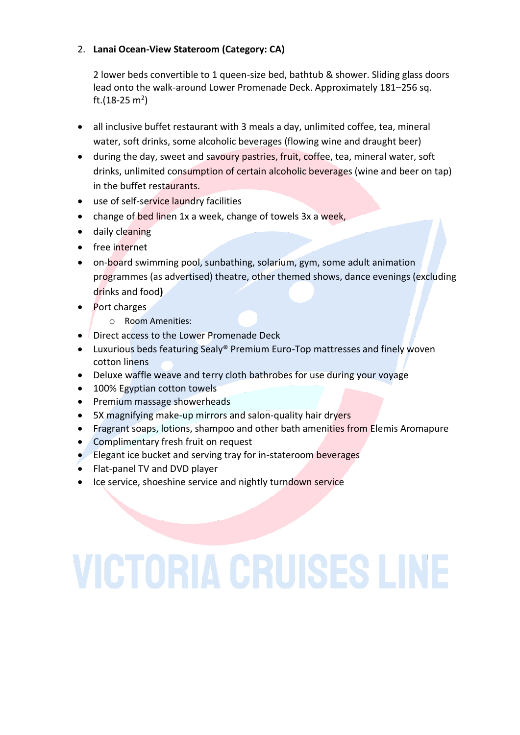2. **Lanai Ocean-View Stateroom (Category: CA)**

   2 lower beds convertible to 1 queen-size bed, bathtub & shower. Sliding glass doors lead onto the walk-around Lower Promenade Deck. Approximately 181–256 sq. ft.(18-25 $m^2$)

- all inclusive buffet restaurant with 3 meals a day, unlimited coffee, tea, mineral water, soft drinks, some alcoholic beverages (flowing wine and draught beer)
- during the day, sweet and savoury pastries, fruit, coffee, tea, mineral water, soft drinks, unlimited consumption of certain alcoholic beverages (wine and beer on tap) in the buffet restaurants.
- use of self-service laundry facilities
- change of bed linen 1x a week, change of towels 3x a week,
- daily cleaning
- free internet
- on-board swimming pool, sunbathing, solarium, gym, some adult animation programmes (as advertised) theatre, other themed shows, dance evenings (excluding drinks and food**)**
- Port charges
  - Room Amenities:
- Direct access to the Lower Promenade Deck
- Luxurious beds featuring Sealy® Premium Euro-Top mattresses and finely woven cotton linens
- Deluxe waffle weave and terry cloth bathrobes for use during your voyage
- 100% Egyptian cotton towels
- Premium massage showerheads
- 5X magnifying make-up mirrors and salon-quality hair dryers
- Fragrant soaps, lotions, shampoo and other bath amenities from Elemis Aromapure
- Complimentary fresh fruit on request
- Elegant ice bucket and serving tray for in-stateroom beverages
- Flat-panel TV and DVD player
- Ice service, shoeshine service and nightly turndown service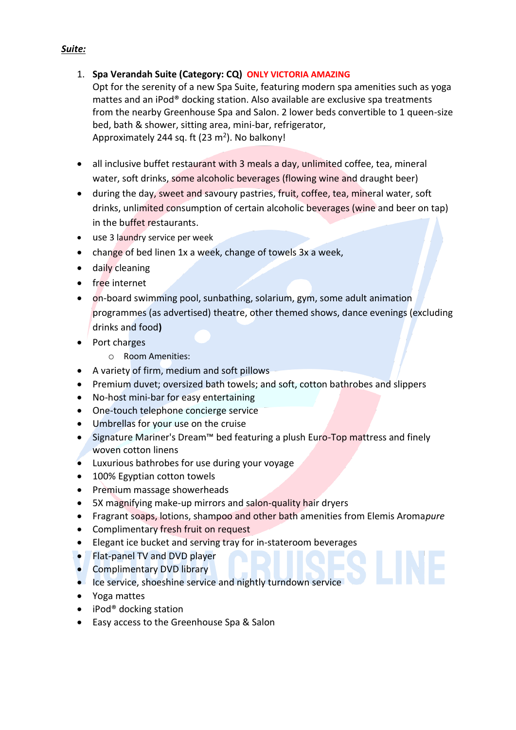***Suite:***

1. **Spa Verandah Suite (Category: CQ)** **ONLY VICTORIA AMAZING**
   Opt for the serenity of a new Spa Suite, featuring modern spa amenities such as yoga mattes and an iPod® docking station. Also available are exclusive spa treatments from the nearby Greenhouse Spa and Salon. 2 lower beds convertible to 1 queen-size bed, bath & shower, sitting area, mini-bar, refrigerator,
   Approximately 244 sq. ft (23 $m^2$). No balkony!

- all inclusive buffet restaurant with 3 meals a day, unlimited coffee, tea, mineral water, soft drinks, some alcoholic beverages (flowing wine and draught beer)
- during the day, sweet and savoury pastries, fruit, coffee, tea, mineral water, soft drinks, unlimited consumption of certain alcoholic beverages (wine and beer on tap) in the buffet restaurants.
- use 3 laundry service per week
- change of bed linen 1x a week, change of towels 3x a week,
- daily cleaning
- free internet
- on-board swimming pool, sunbathing, solarium, gym, some adult animation programmes (as advertised) theatre, other themed shows, dance evenings (excluding drinks and food**)**
- Port charges
  - Room Amenities:
- A variety of firm, medium and soft pillows
- Premium duvet; oversized bath towels; and soft, cotton bathrobes and slippers
- No-host mini-bar for easy entertaining
- One-touch telephone concierge service
- Umbrellas for your use on the cruise
- Signature Mariner's Dream™ bed featuring a plush Euro-Top mattress and finely woven cotton linens
- Luxurious bathrobes for use during your voyage
- 100% Egyptian cotton towels
- Premium massage showerheads
- 5X magnifying make-up mirrors and salon-quality hair dryers
- Fragrant soaps, lotions, shampoo and other bath amenities from Elemis Aroma*pure*
- Complimentary fresh fruit on request
- Elegant ice bucket and serving tray for in-stateroom beverages
- Flat-panel TV and DVD player
- Complimentary DVD library
- Ice service, shoeshine service and nightly turndown service
- Yoga mattes
- iPod® docking station
- Easy access to the Greenhouse Spa & Salon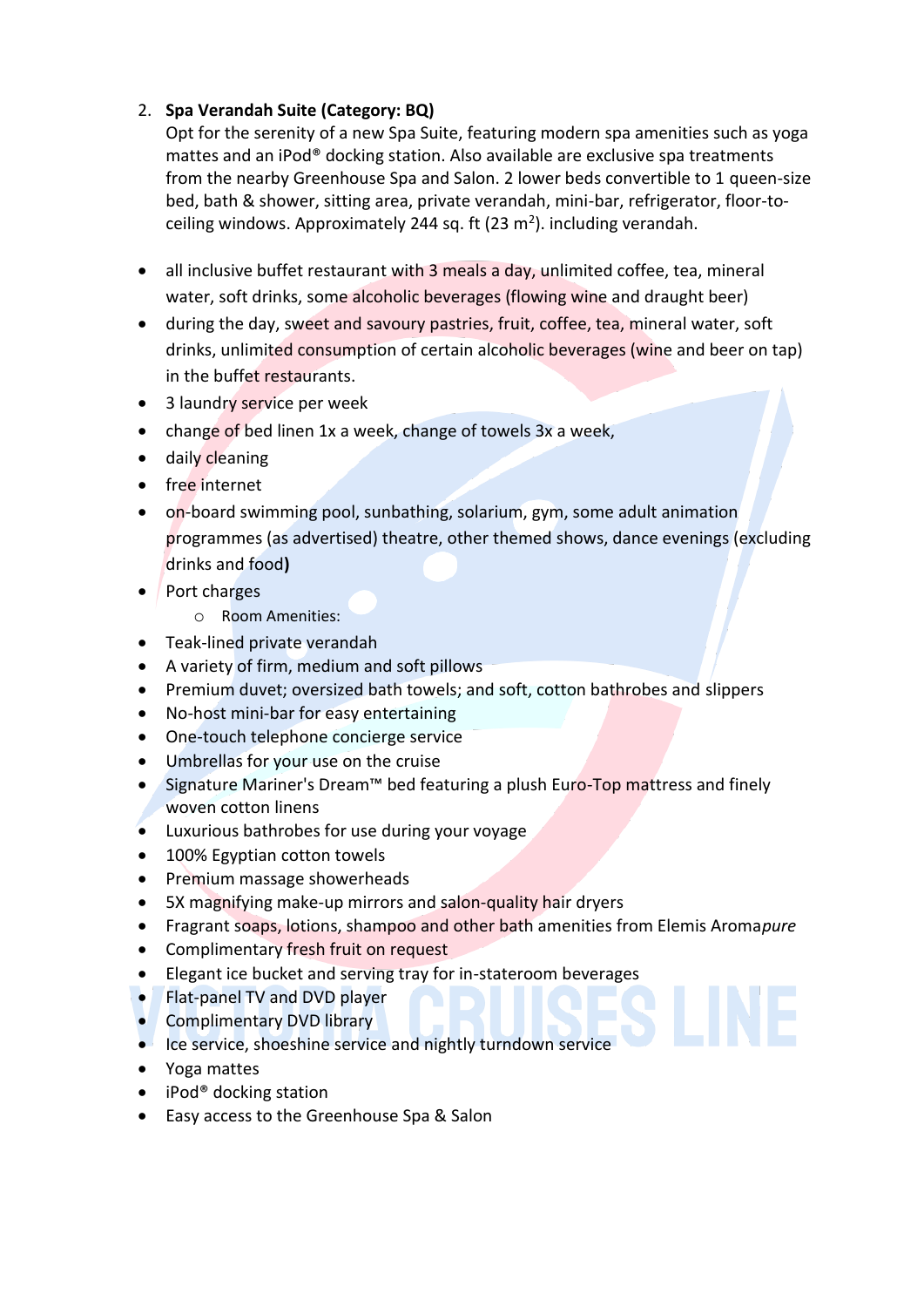2. **Spa Verandah Suite (Category: BQ)**
   Opt for the serenity of a new Spa Suite, featuring modern spa amenities such as yoga mattes and an iPod® docking station. Also available are exclusive spa treatments from the nearby Greenhouse Spa and Salon. 2 lower beds convertible to 1 queen-size bed, bath & shower, sitting area, private verandah, mini-bar, refrigerator, floor-to-ceiling windows. Approximately 244 sq. ft (23 $m^2$). including verandah.

- all inclusive buffet restaurant with 3 meals a day, unlimited coffee, tea, mineral water, soft drinks, some alcoholic beverages (flowing wine and draught beer)
- during the day, sweet and savoury pastries, fruit, coffee, tea, mineral water, soft drinks, unlimited consumption of certain alcoholic beverages (wine and beer on tap) in the buffet restaurants.
- 3 laundry service per week
- change of bed linen 1x a week, change of towels 3x a week,
- daily cleaning
- free internet
- on-board swimming pool, sunbathing, solarium, gym, some adult animation programmes (as advertised) theatre, other themed shows, dance evenings (excluding drinks and food**)**
- Port charges
  - Room Amenities:
- Teak-lined private verandah
- A variety of firm, medium and soft pillows
- Premium duvet; oversized bath towels; and soft, cotton bathrobes and slippers
- No-host mini-bar for easy entertaining
- One-touch telephone concierge service
- Umbrellas for your use on the cruise
- Signature Mariner's Dream™ bed featuring a plush Euro-Top mattress and finely woven cotton linens
- Luxurious bathrobes for use during your voyage
- 100% Egyptian cotton towels
- Premium massage showerheads
- 5X magnifying make-up mirrors and salon-quality hair dryers
- Fragrant soaps, lotions, shampoo and other bath amenities from Elemis Aroma*pure*
- Complimentary fresh fruit on request
- Elegant ice bucket and serving tray for in-stateroom beverages
- Flat-panel TV and DVD player
- Complimentary DVD library
- Ice service, shoeshine service and nightly turndown service
- Yoga mattes
- iPod® docking station
- Easy access to the Greenhouse Spa & Salon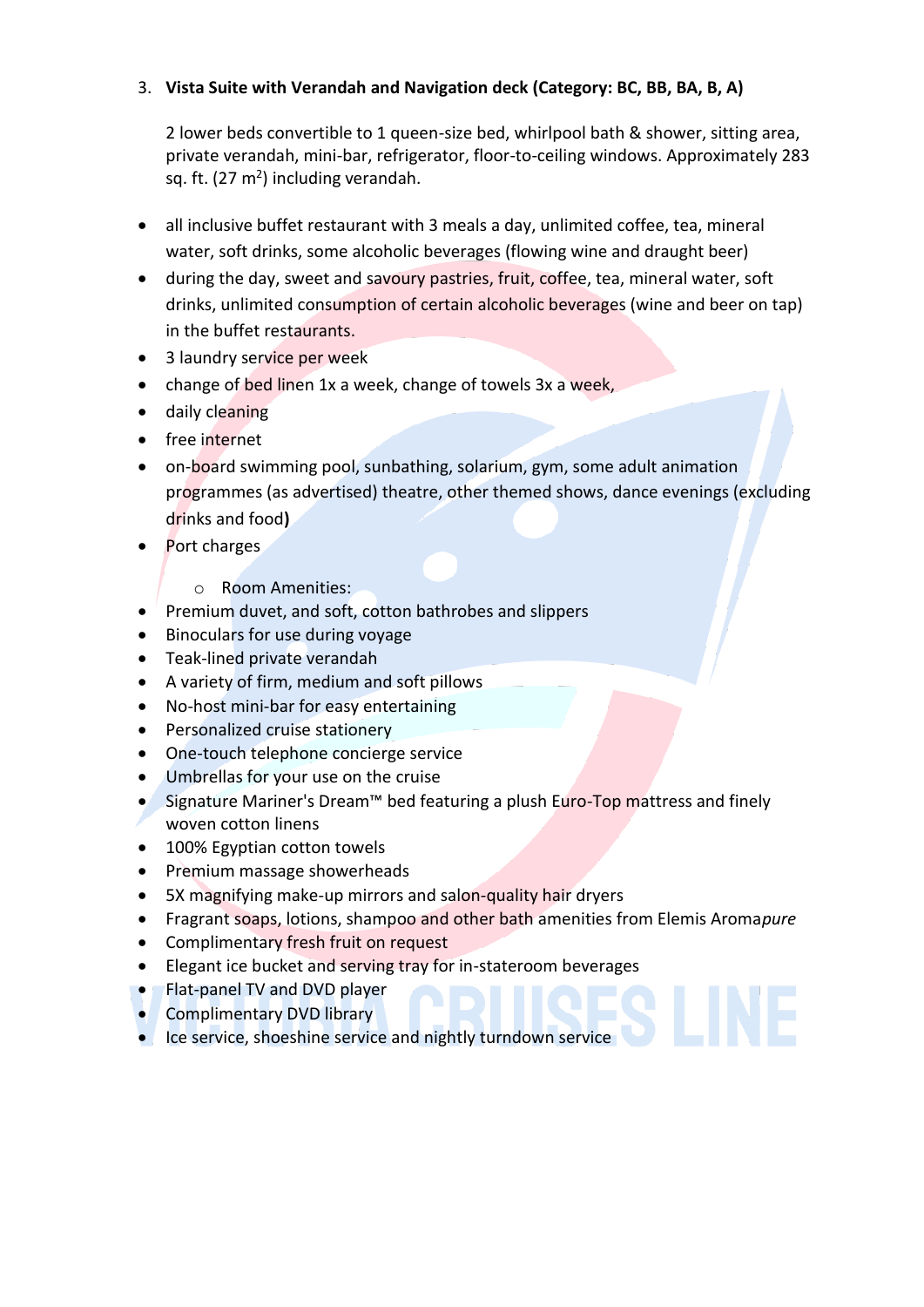3. **Vista Suite with Verandah and Navigation deck (Category: BC, BB, BA, B, A)**

   2 lower beds convertible to 1 queen-size bed, whirlpool bath & shower, sitting area, private verandah, mini-bar, refrigerator, floor-to-ceiling windows. Approximately 283 sq. ft. (27 $m^2$) including verandah.

- all inclusive buffet restaurant with 3 meals a day, unlimited coffee, tea, mineral water, soft drinks, some alcoholic beverages (flowing wine and draught beer)
- during the day, sweet and savoury pastries, fruit, coffee, tea, mineral water, soft drinks, unlimited consumption of certain alcoholic beverages (wine and beer on tap) in the buffet restaurants.
- 3 laundry service per week
- change of bed linen 1x a week, change of towels 3x a week,
- daily cleaning
- free internet
- on-board swimming pool, sunbathing, solarium, gym, some adult animation programmes (as advertised) theatre, other themed shows, dance evenings (excluding drinks and food**)**
- Port charges
  - Room Amenities:
- Premium duvet, and soft, cotton bathrobes and slippers
- Binoculars for use during voyage
- Teak-lined private verandah
- A variety of firm, medium and soft pillows
- No-host mini-bar for easy entertaining
- Personalized cruise stationery
- One-touch telephone concierge service
- Umbrellas for your use on the cruise
- Signature Mariner's Dream™ bed featuring a plush Euro-Top mattress and finely woven cotton linens
- 100% Egyptian cotton towels
- Premium massage showerheads
- 5X magnifying make-up mirrors and salon-quality hair dryers
- Fragrant soaps, lotions, shampoo and other bath amenities from Elemis Aroma*pure*
- Complimentary fresh fruit on request
- Elegant ice bucket and serving tray for in-stateroom beverages
- Flat-panel TV and DVD player
- Complimentary DVD library
- Ice service, shoeshine service and nightly turndown service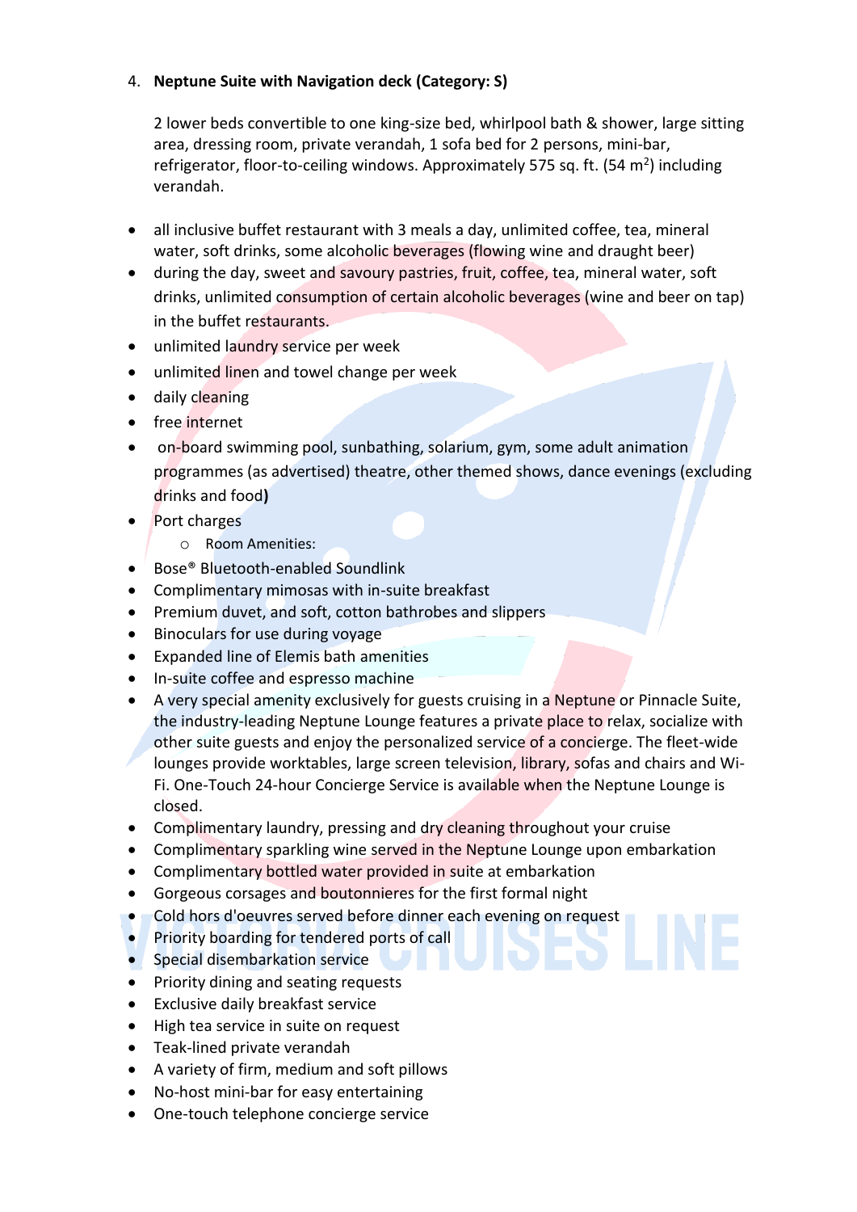4. **Neptune Suite with Navigation deck (Category: S)**

   2 lower beds convertible to one king-size bed, whirlpool bath & shower, large sitting area, dressing room, private verandah, 1 sofa bed for 2 persons, mini-bar, refrigerator, floor-to-ceiling windows. Approximately 575 sq. ft. (54 $m^2$) including verandah.

- all inclusive buffet restaurant with 3 meals a day, unlimited coffee, tea, mineral water, soft drinks, some alcoholic beverages (flowing wine and draught beer)
- during the day, sweet and savoury pastries, fruit, coffee, tea, mineral water, soft drinks, unlimited consumption of certain alcoholic beverages (wine and beer on tap) in the buffet restaurants.
- unlimited laundry service per week
- unlimited linen and towel change per week
- daily cleaning
- free internet
- on-board swimming pool, sunbathing, solarium, gym, some adult animation programmes (as advertised) theatre, other themed shows, dance evenings (excluding drinks and food**)**
- Port charges
  - Room Amenities:
- Bose® Bluetooth-enabled Soundlink
- Complimentary mimosas with in-suite breakfast
- Premium duvet, and soft, cotton bathrobes and slippers
- Binoculars for use during voyage
- Expanded line of Elemis bath amenities
- In-suite coffee and espresso machine
- A very special amenity exclusively for guests cruising in a Neptune or Pinnacle Suite, the industry-leading Neptune Lounge features a private place to relax, socialize with other suite guests and enjoy the personalized service of a concierge. The fleet-wide lounges provide worktables, large screen television, library, sofas and chairs and Wi-Fi. One-Touch 24-hour Concierge Service is available when the Neptune Lounge is closed.
- Complimentary laundry, pressing and dry cleaning throughout your cruise
- Complimentary sparkling wine served in the Neptune Lounge upon embarkation
- Complimentary bottled water provided in suite at embarkation
- Gorgeous corsages and boutonnieres for the first formal night
- Cold hors d'oeuvres served before dinner each evening on request
- Priority boarding for tendered ports of call
- Special disembarkation service
- Priority dining and seating requests
- Exclusive daily breakfast service
- High tea service in suite on request
- Teak-lined private verandah
- A variety of firm, medium and soft pillows
- No-host mini-bar for easy entertaining
- One-touch telephone concierge service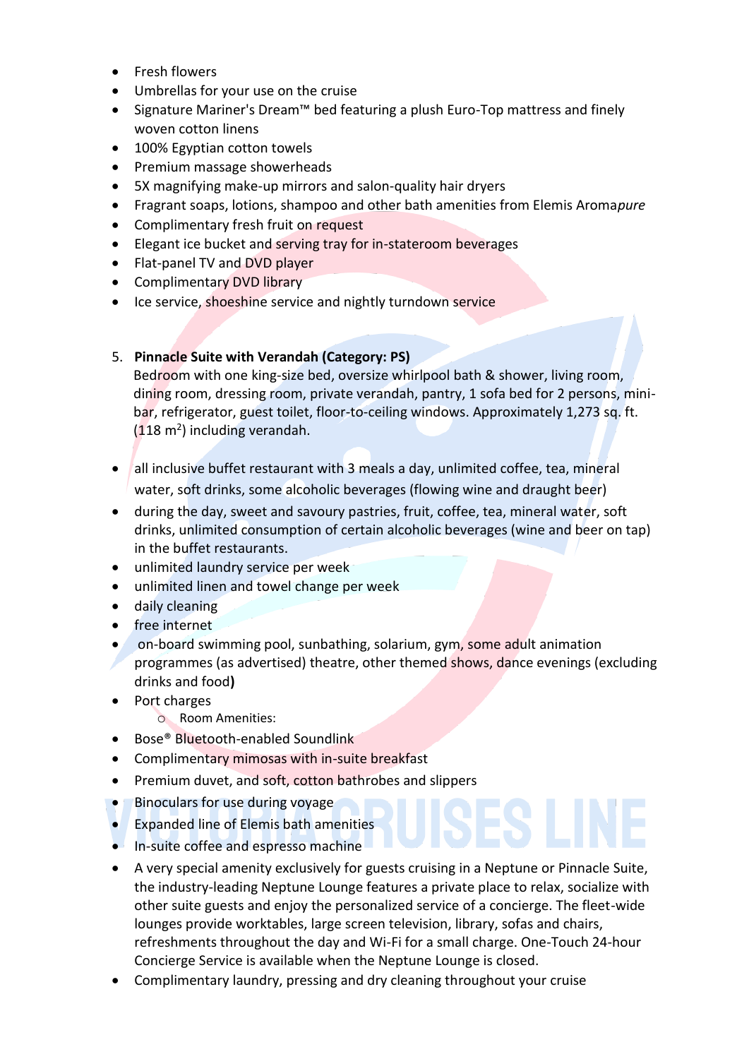- Fresh flowers
- Umbrellas for your use on the cruise
- Signature Mariner's Dream™ bed featuring a plush Euro-Top mattress and finely woven cotton linens
- 100% Egyptian cotton towels
- Premium massage showerheads
- 5X magnifying make-up mirrors and salon-quality hair dryers
- Fragrant soaps, lotions, shampoo and other bath amenities from Elemis Aroma*pure*
- Complimentary fresh fruit on request
- Elegant ice bucket and serving tray for in-stateroom beverages
- Flat-panel TV and DVD player
- Complimentary DVD library
- Ice service, shoeshine service and nightly turndown service

5. **Pinnacle Suite with Verandah (Category: PS)**
   Bedroom with one king-size bed, oversize whirlpool bath & shower, living room, dining room, dressing room, private verandah, pantry, 1 sofa bed for 2 persons, mini-bar, refrigerator, guest toilet, floor-to-ceiling windows. Approximately 1,273 sq. ft. (118 m$^2$) including verandah.

- all inclusive buffet restaurant with 3 meals a day, unlimited coffee, tea, mineral water, soft drinks, some alcoholic beverages (flowing wine and draught beer)
- during the day, sweet and savoury pastries, fruit, coffee, tea, mineral water, soft drinks, unlimited consumption of certain alcoholic beverages (wine and beer on tap) in the buffet restaurants.
- unlimited laundry service per week
- unlimited linen and towel change per week
- daily cleaning
- free internet
- on-board swimming pool, sunbathing, solarium, gym, some adult animation programmes (as advertised) theatre, other themed shows, dance evenings (excluding drinks and food**)**
- Port charges
  - Room Amenities:
- Bose® Bluetooth-enabled Soundlink
- Complimentary mimosas with in-suite breakfast
- Premium duvet, and soft, cotton bathrobes and slippers
- Binoculars for use during voyage
- Expanded line of Elemis bath amenities
- In-suite coffee and espresso machine
- A very special amenity exclusively for guests cruising in a Neptune or Pinnacle Suite, the industry-leading Neptune Lounge features a private place to relax, socialize with other suite guests and enjoy the personalized service of a concierge. The fleet-wide lounges provide worktables, large screen television, library, sofas and chairs, refreshments throughout the day and Wi-Fi for a small charge. One-Touch 24-hour Concierge Service is available when the Neptune Lounge is closed.
- Complimentary laundry, pressing and dry cleaning throughout your cruise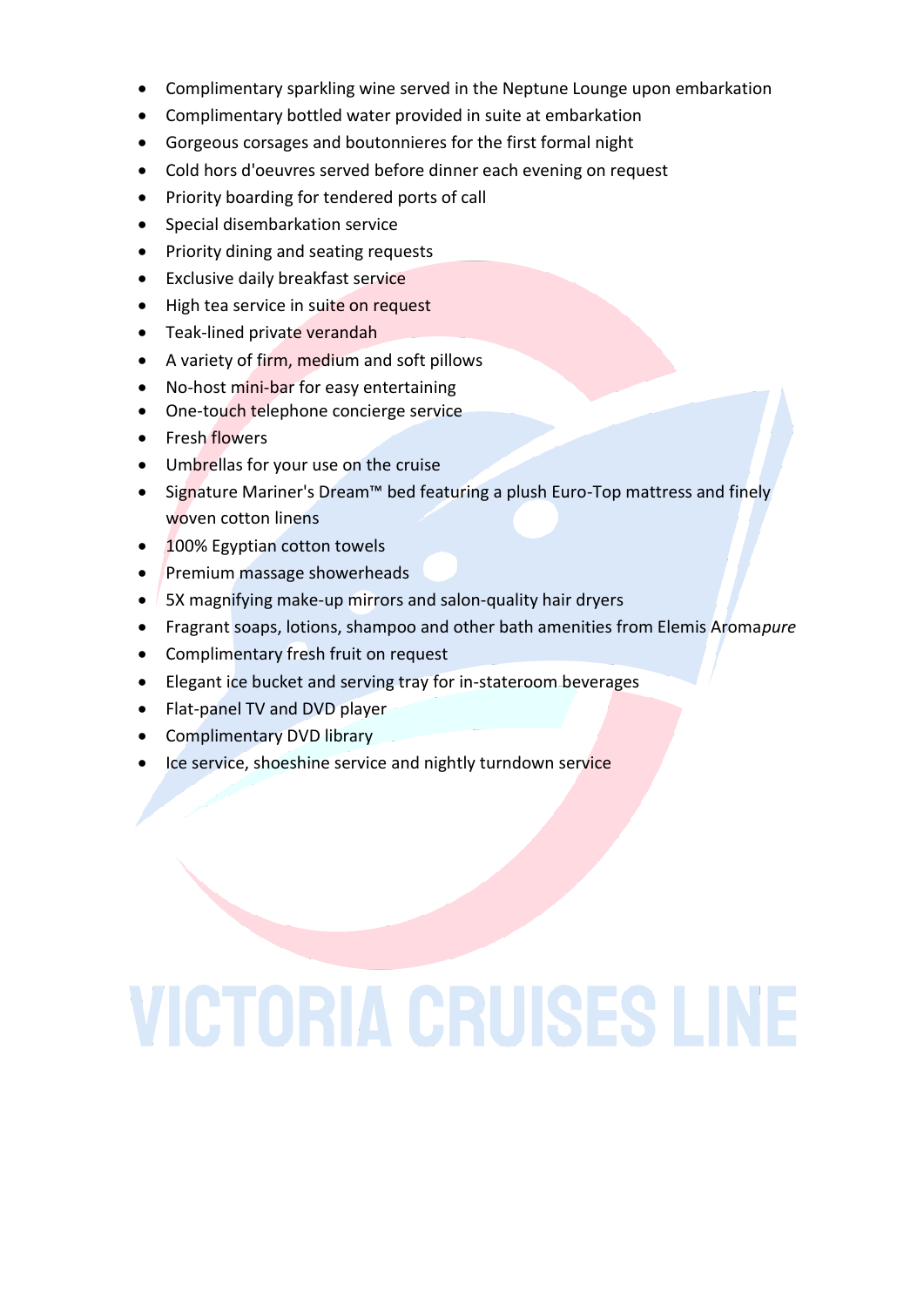- Complimentary sparkling wine served in the Neptune Lounge upon embarkation
- Complimentary bottled water provided in suite at embarkation
- Gorgeous corsages and boutonnieres for the first formal night
- Cold hors d'oeuvres served before dinner each evening on request
- Priority boarding for tendered ports of call
- Special disembarkation service
- Priority dining and seating requests
- Exclusive daily breakfast service
- High tea service in suite on request
- Teak-lined private verandah
- A variety of firm, medium and soft pillows
- No-host mini-bar for easy entertaining
- One-touch telephone concierge service
- Fresh flowers
- Umbrellas for your use on the cruise
- Signature Mariner's Dream™ bed featuring a plush Euro-Top mattress and finely woven cotton linens
- 100% Egyptian cotton towels
- Premium massage showerheads
- 5X magnifying make-up mirrors and salon-quality hair dryers
- Fragrant soaps, lotions, shampoo and other bath amenities from Elemis Aroma*pure*
- Complimentary fresh fruit on request
- Elegant ice bucket and serving tray for in-stateroom beverages
- Flat-panel TV and DVD player
- Complimentary DVD library
- Ice service, shoeshine service and nightly turndown service